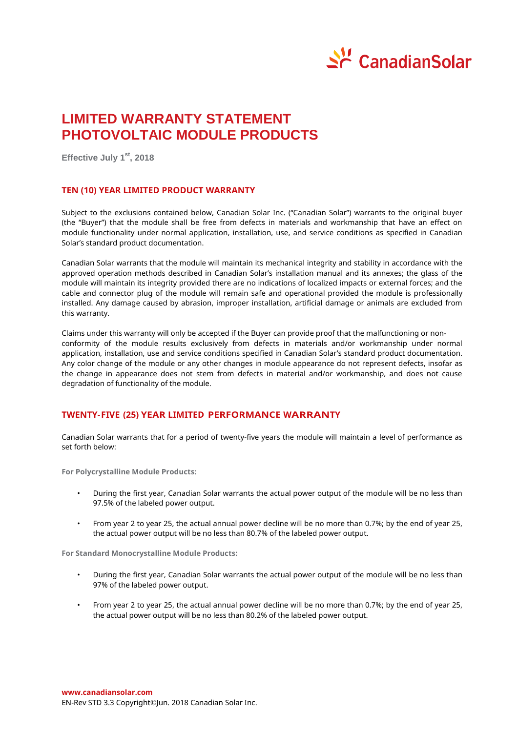# LIMITED WARRANTY STATEMENT
# PHOTOVOLTAIC MODULE PRODUCTS

**Effective July 1st, 2018**

## TEN (10) YEAR LIMITED PRODUCT WARRANTY

Subject to the exclusions contained below, Canadian Solar Inc. ("Canadian Solar") warrants to the original buyer (the "Buyer") that the module shall be free from defects in materials and workmanship that have an effect on module functionality under normal application, installation, use, and service conditions as specified in Canadian Solar's standard product documentation.

Canadian Solar warrants that the module will maintain its mechanical integrity and stability in accordance with the approved operation methods described in Canadian Solar's installation manual and its annexes; the glass of the module will maintain its integrity provided there are no indications of localized impacts or external forces; and the cable and connector plug of the module will remain safe and operational provided the module is professionally installed. Any damage caused by abrasion, improper installation, artificial damage or animals are excluded from this warranty.

Claims under this warranty will only be accepted if the Buyer can provide proof that the malfunctioning or non-conformity of the module results exclusively from defects in materials and/or workmanship under normal application, installation, use and service conditions specified in Canadian Solar's standard product documentation. Any color change of the module or any other changes in module appearance do not represent defects, insofar as the change in appearance does not stem from defects in material and/or workmanship, and does not cause degradation of functionality of the module.

## TWENTY-FIVE (25) YEAR LIMITED PERFORMANCE WARRANTY

Canadian Solar warrants that for a period of twenty-five years the module will maintain a level of performance as set forth below:

**For Polycrystalline Module Products:**

- During the first year, Canadian Solar warrants the actual power output of the module will be no less than 97.5% of the labeled power output.
- From year 2 to year 25, the actual annual power decline will be no more than 0.7%; by the end of year 25, the actual power output will be no less than 80.7% of the labeled power output.

**For Standard Monocrystalline Module Products:**

- During the first year, Canadian Solar warrants the actual power output of the module will be no less than 97% of the labeled power output.
- From year 2 to year 25, the actual annual power decline will be no more than 0.7%; by the end of year 25, the actual power output will be no less than 80.2% of the labeled power output.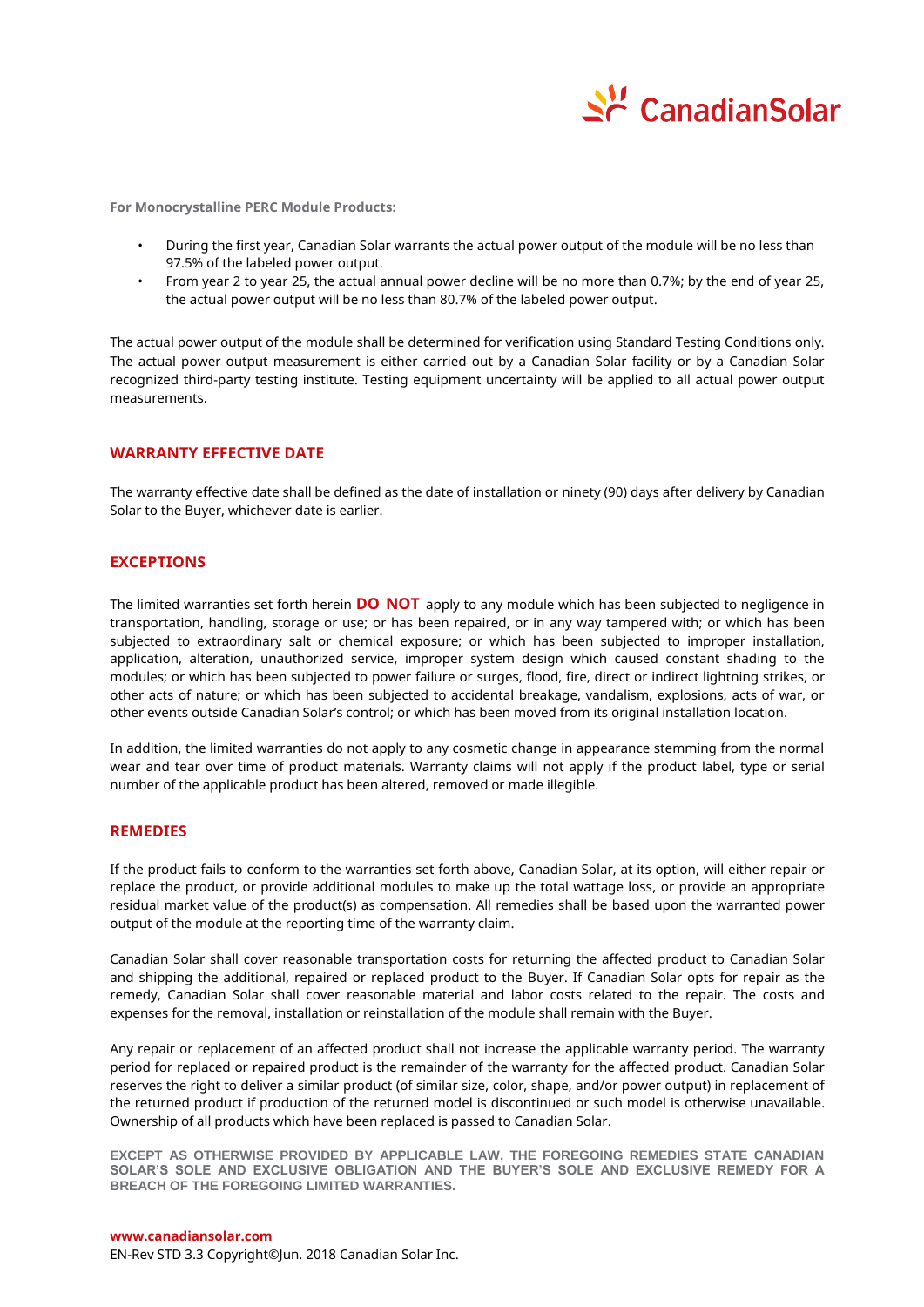**For Monocrystalline PERC Module Products:**

- During the first year, Canadian Solar warrants the actual power output of the module will be no less than 97.5% of the labeled power output.
- From year 2 to year 25, the actual annual power decline will be no more than 0.7%; by the end of year 25, the actual power output will be no less than 80.7% of the labeled power output.

The actual power output of the module shall be determined for verification using Standard Testing Conditions only. The actual power output measurement is either carried out by a Canadian Solar facility or by a Canadian Solar recognized third-party testing institute. Testing equipment uncertainty will be applied to all actual power output measurements.

## WARRANTY EFFECTIVE DATE

The warranty effective date shall be defined as the date of installation or ninety (90) days after delivery by Canadian Solar to the Buyer, whichever date is earlier.

## EXCEPTIONS

The limited warranties set forth herein **DO NOT** apply to any module which has been subjected to negligence in transportation, handling, storage or use; or has been repaired, or in any way tampered with; or which has been subjected to extraordinary salt or chemical exposure; or which has been subjected to improper installation, application, alteration, unauthorized service, improper system design which caused constant shading to the modules; or which has been subjected to power failure or surges, flood, fire, direct or indirect lightning strikes, or other acts of nature; or which has been subjected to accidental breakage, vandalism, explosions, acts of war, or other events outside Canadian Solar's control; or which has been moved from its original installation location.

In addition, the limited warranties do not apply to any cosmetic change in appearance stemming from the normal wear and tear over time of product materials. Warranty claims will not apply if the product label, type or serial number of the applicable product has been altered, removed or made illegible.

## REMEDIES

If the product fails to conform to the warranties set forth above, Canadian Solar, at its option, will either repair or replace the product, or provide additional modules to make up the total wattage loss, or provide an appropriate residual market value of the product(s) as compensation. All remedies shall be based upon the warranted power output of the module at the reporting time of the warranty claim.

Canadian Solar shall cover reasonable transportation costs for returning the affected product to Canadian Solar and shipping the additional, repaired or replaced product to the Buyer. If Canadian Solar opts for repair as the remedy, Canadian Solar shall cover reasonable material and labor costs related to the repair. The costs and expenses for the removal, installation or reinstallation of the module shall remain with the Buyer.

Any repair or replacement of an affected product shall not increase the applicable warranty period. The warranty period for replaced or repaired product is the remainder of the warranty for the affected product. Canadian Solar reserves the right to deliver a similar product (of similar size, color, shape, and/or power output) in replacement of the returned product if production of the returned model is discontinued or such model is otherwise unavailable. Ownership of all products which have been replaced is passed to Canadian Solar.

**EXCEPT AS OTHERWISE PROVIDED BY APPLICABLE LAW, THE FOREGOING REMEDIES STATE CANADIAN SOLAR'S SOLE AND EXCLUSIVE OBLIGATION AND THE BUYER'S SOLE AND EXCLUSIVE REMEDY FOR A BREACH OF THE FOREGOING LIMITED WARRANTIES.**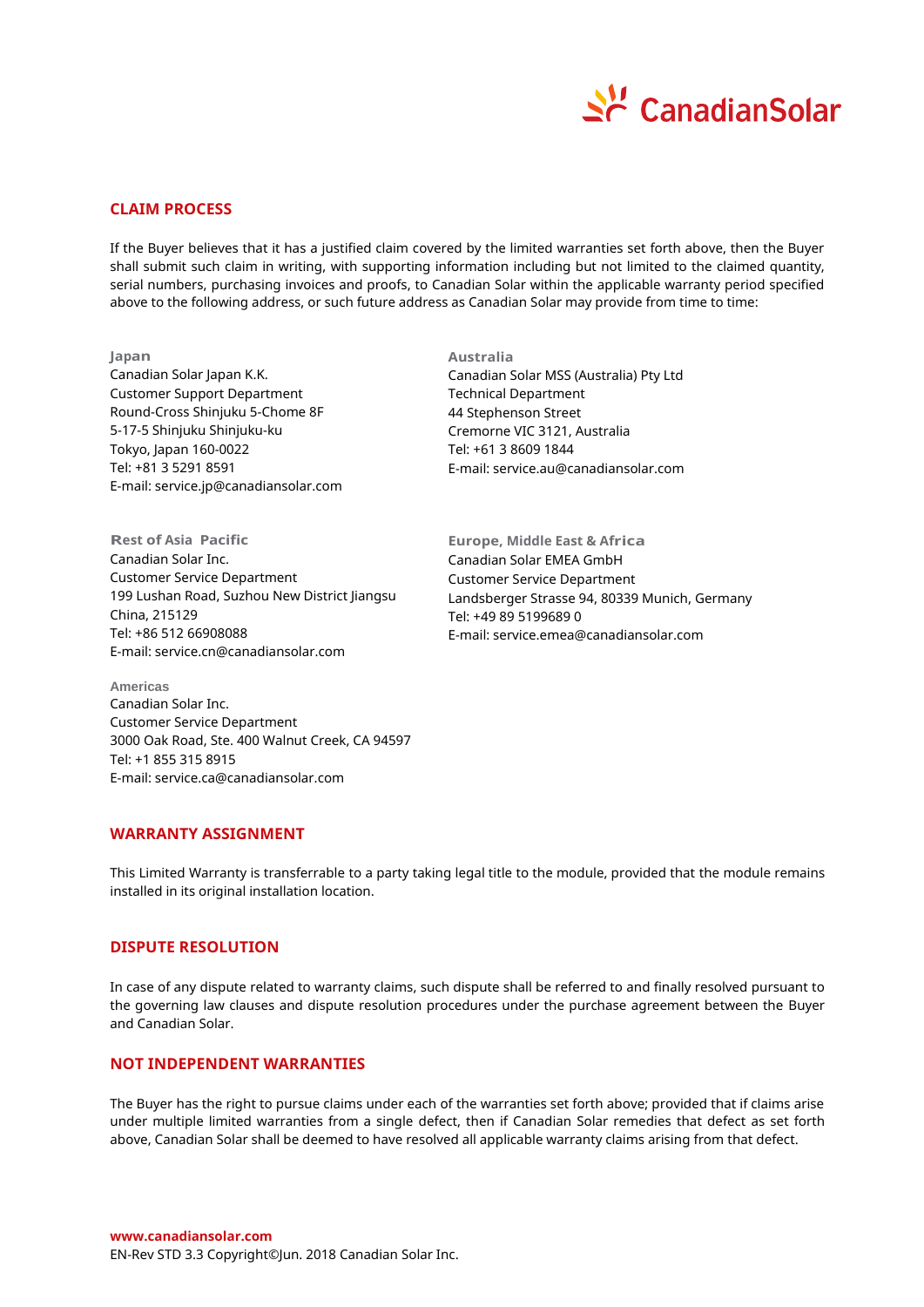## CLAIM PROCESS

If the Buyer believes that it has a justified claim covered by the limited warranties set forth above, then the Buyer shall submit such claim in writing, with supporting information including but not limited to the claimed quantity, serial numbers, purchasing invoices and proofs, to Canadian Solar within the applicable warranty period specified above to the following address, or such future address as Canadian Solar may provide from time to time:

**Japan**
Canadian Solar Japan K.K.
Customer Support Department
Round-Cross Shinjuku 5-Chome 8F
5-17-5 Shinjuku Shinjuku-ku
Tokyo, Japan 160-0022
Tel: +81 3 5291 8591
E-mail: service.jp@canadiansolar.com

**Australia**
Canadian Solar MSS (Australia) Pty Ltd
Technical Department
44 Stephenson Street
Cremorne VIC 3121, Australia
Tel: +61 3 8609 1844
E-mail: service.au@canadiansolar.com

**Rest of Asia Pacific**
Canadian Solar Inc.
Customer Service Department
199 Lushan Road, Suzhou New District Jiangsu
China, 215129
Tel: +86 512 66908088
E-mail: service.cn@canadiansolar.com

**Europe, Middle East & Africa**
Canadian Solar EMEA GmbH
Customer Service Department
Landsberger Strasse 94, 80339 Munich, Germany
Tel: +49 89 5199689 0
E-mail: service.emea@canadiansolar.com

**Americas**
Canadian Solar Inc.
Customer Service Department
3000 Oak Road, Ste. 400 Walnut Creek, CA 94597
Tel: +1 855 315 8915
E-mail: service.ca@canadiansolar.com

## WARRANTY ASSIGNMENT

This Limited Warranty is transferrable to a party taking legal title to the module, provided that the module remains installed in its original installation location.

## DISPUTE RESOLUTION

In case of any dispute related to warranty claims, such dispute shall be referred to and finally resolved pursuant to the governing law clauses and dispute resolution procedures under the purchase agreement between the Buyer and Canadian Solar.

## NOT INDEPENDENT WARRANTIES

The Buyer has the right to pursue claims under each of the warranties set forth above; provided that if claims arise under multiple limited warranties from a single defect, then if Canadian Solar remedies that defect as set forth above, Canadian Solar shall be deemed to have resolved all applicable warranty claims arising from that defect.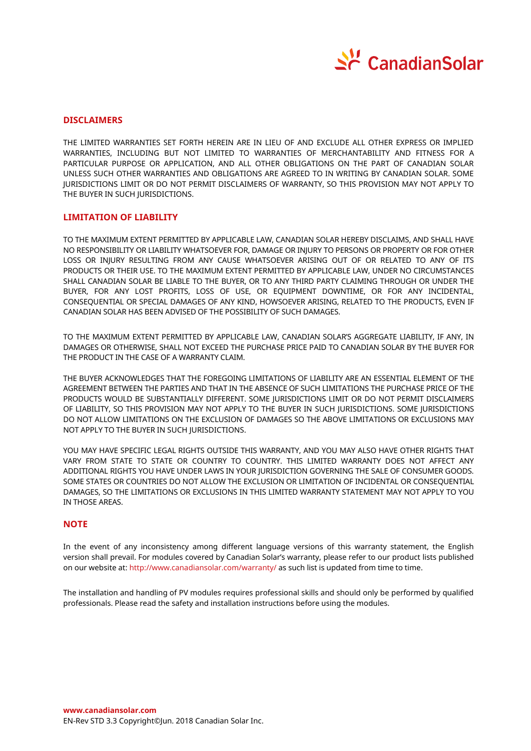## DISCLAIMERS

THE LIMITED WARRANTIES SET FORTH HEREIN ARE IN LIEU OF AND EXCLUDE ALL OTHER EXPRESS OR IMPLIED WARRANTIES, INCLUDING BUT NOT LIMITED TO WARRANTIES OF MERCHANTABILITY AND FITNESS FOR A PARTICULAR PURPOSE OR APPLICATION, AND ALL OTHER OBLIGATIONS ON THE PART OF CANADIAN SOLAR UNLESS SUCH OTHER WARRANTIES AND OBLIGATIONS ARE AGREED TO IN WRITING BY CANADIAN SOLAR. SOME JURISDICTIONS LIMIT OR DO NOT PERMIT DISCLAIMERS OF WARRANTY, SO THIS PROVISION MAY NOT APPLY TO THE BUYER IN SUCH JURISDICTIONS.

## LIMITATION OF LIABILITY

TO THE MAXIMUM EXTENT PERMITTED BY APPLICABLE LAW, CANADIAN SOLAR HEREBY DISCLAIMS, AND SHALL HAVE NO RESPONSIBILITY OR LIABILITY WHATSOEVER FOR, DAMAGE OR INJURY TO PERSONS OR PROPERTY OR FOR OTHER LOSS OR INJURY RESULTING FROM ANY CAUSE WHATSOEVER ARISING OUT OF OR RELATED TO ANY OF ITS PRODUCTS OR THEIR USE. TO THE MAXIMUM EXTENT PERMITTED BY APPLICABLE LAW, UNDER NO CIRCUMSTANCES SHALL CANADIAN SOLAR BE LIABLE TO THE BUYER, OR TO ANY THIRD PARTY CLAIMING THROUGH OR UNDER THE BUYER, FOR ANY LOST PROFITS, LOSS OF USE, OR EQUIPMENT DOWNTIME, OR FOR ANY INCIDENTAL, CONSEQUENTIAL OR SPECIAL DAMAGES OF ANY KIND, HOWSOEVER ARISING, RELATED TO THE PRODUCTS, EVEN IF CANADIAN SOLAR HAS BEEN ADVISED OF THE POSSIBILITY OF SUCH DAMAGES.

TO THE MAXIMUM EXTENT PERMITTED BY APPLICABLE LAW, CANADIAN SOLAR'S AGGREGATE LIABILITY, IF ANY, IN DAMAGES OR OTHERWISE, SHALL NOT EXCEED THE PURCHASE PRICE PAID TO CANADIAN SOLAR BY THE BUYER FOR THE PRODUCT IN THE CASE OF A WARRANTY CLAIM.

THE BUYER ACKNOWLEDGES THAT THE FOREGOING LIMITATIONS OF LIABILITY ARE AN ESSENTIAL ELEMENT OF THE AGREEMENT BETWEEN THE PARTIES AND THAT IN THE ABSENCE OF SUCH LIMITATIONS THE PURCHASE PRICE OF THE PRODUCTS WOULD BE SUBSTANTIALLY DIFFERENT. SOME JURISDICTIONS LIMIT OR DO NOT PERMIT DISCLAIMERS OF LIABILITY, SO THIS PROVISION MAY NOT APPLY TO THE BUYER IN SUCH JURISDICTIONS. SOME JURISDICTIONS DO NOT ALLOW LIMITATIONS ON THE EXCLUSION OF DAMAGES SO THE ABOVE LIMITATIONS OR EXCLUSIONS MAY NOT APPLY TO THE BUYER IN SUCH JURISDICTIONS.

YOU MAY HAVE SPECIFIC LEGAL RIGHTS OUTSIDE THIS WARRANTY, AND YOU MAY ALSO HAVE OTHER RIGHTS THAT VARY FROM STATE TO STATE OR COUNTRY TO COUNTRY. THIS LIMITED WARRANTY DOES NOT AFFECT ANY ADDITIONAL RIGHTS YOU HAVE UNDER LAWS IN YOUR JURISDICTION GOVERNING THE SALE OF CONSUMER GOODS. SOME STATES OR COUNTRIES DO NOT ALLOW THE EXCLUSION OR LIMITATION OF INCIDENTAL OR CONSEQUENTIAL DAMAGES, SO THE LIMITATIONS OR EXCLUSIONS IN THIS LIMITED WARRANTY STATEMENT MAY NOT APPLY TO YOU IN THOSE AREAS.

## NOTE

In the event of any inconsistency among different language versions of this warranty statement, the English version shall prevail. For modules covered by Canadian Solar's warranty, please refer to our product lists published on our website at: http://www.canadiansolar.com/warranty/ as such list is updated from time to time.

The installation and handling of PV modules requires professional skills and should only be performed by qualified professionals. Please read the safety and installation instructions before using the modules.